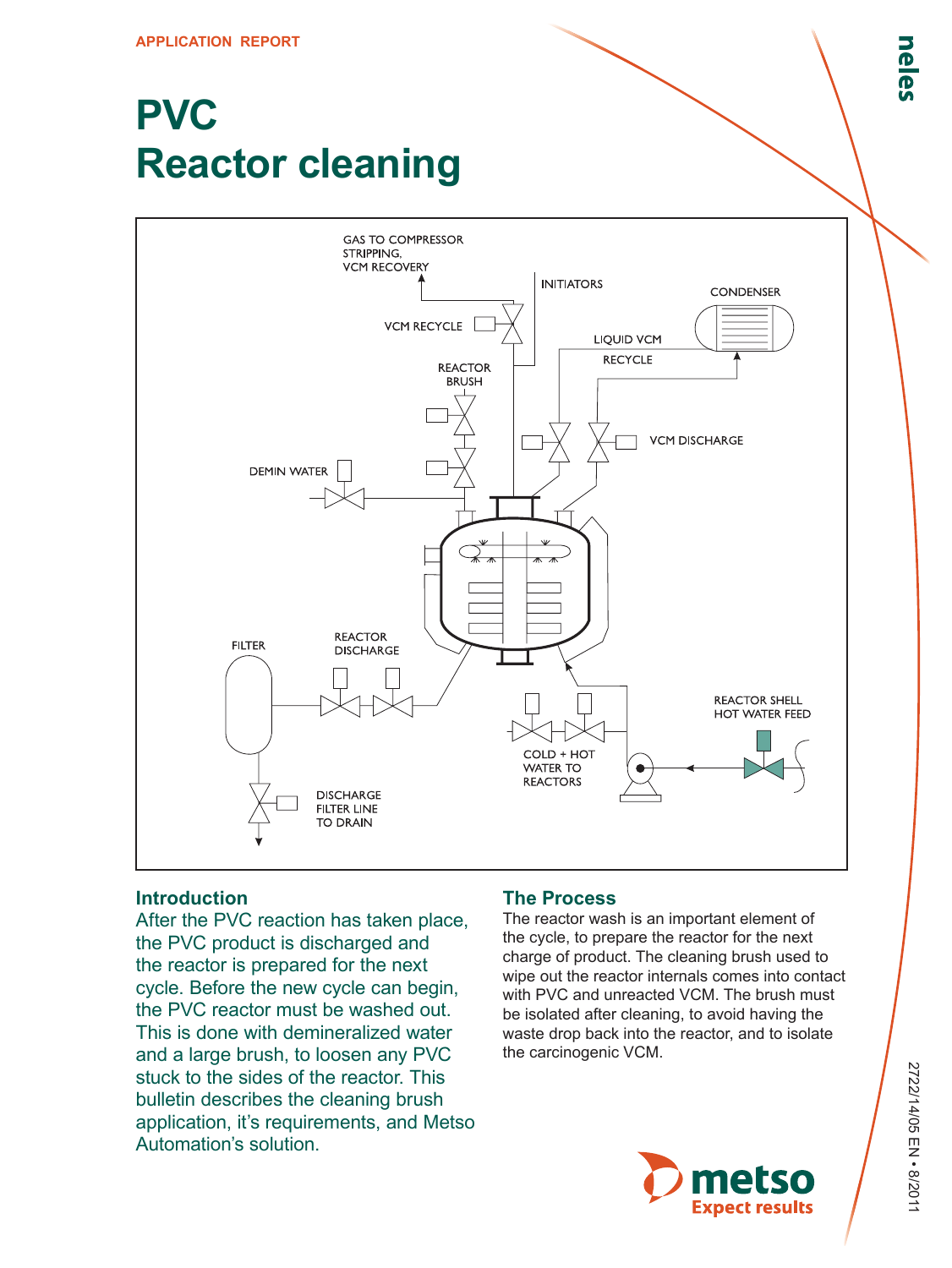APPLICATION REPORT

# PVC
# Reactor cleaning

GAS TO COMPRESSOR STRIPPING, VCM RECOVERY

VCM RECYCLE

INITIATORS

CONDENSER

LIQUID VCM RECYCLE

REACTOR BRUSH

VCM DISCHARGE

DEMIN WATER

FILTER

REACTOR DISCHARGE

REACTOR SHELL HOT WATER FEED

COLD + HOT WATER TO REACTORS

DISCHARGE FILTER LINE TO DRAIN

## Introduction

After the PVC reaction has taken place, the PVC product is discharged and the reactor is prepared for the next cycle. Before the new cycle can begin, the PVC reactor must be washed out. This is done with demineralized water and a large brush, to loosen any PVC stuck to the sides of the reactor. This bulletin describes the cleaning brush application, it's requirements, and Metso Automation's solution.

## The Process

The reactor wash is an important element of the cycle, to prepare the reactor for the next charge of product. The cleaning brush used to wipe out the reactor internals comes into contact with PVC and unreacted VCM. The brush must be isolated after cleaning, to avoid having the waste drop back into the reactor, and to isolate the carcinogenic VCM.

2722/14/05 EN • 8/2011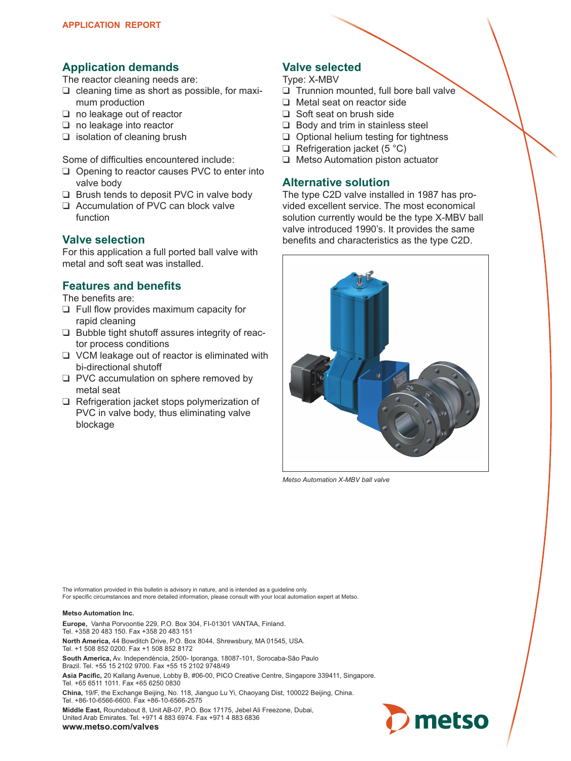## Application demands

The reactor cleaning needs are:

- cleaning time as short as possible, for maximum production
- no leakage out of reactor
- no leakage into reactor
- isolation of cleaning brush

Some of difficulties encountered include:

- Opening to reactor causes PVC to enter into valve body
- Brush tends to deposit PVC in valve body
- Accumulation of PVC can block valve function

## Valve selection

For this application a full ported ball valve with metal and soft seat was installed.

## Features and benefits

The benefits are:

- Full flow provides maximum capacity for rapid cleaning
- Bubble tight shutoff assures integrity of reactor process conditions
- VCM leakage out of reactor is eliminated with bi-directional shutoff
- PVC accumulation on sphere removed by metal seat
- Refrigeration jacket stops polymerization of PVC in valve body, thus eliminating valve blockage

## Valve selected

Type: X-MBV

- Trunnion mounted, full bore ball valve
- Metal seat on reactor side
- Soft seat on brush side
- Body and trim in stainless steel
- Optional helium testing for tightness
- Refrigeration jacket (5 °C)
- Metso Automation piston actuator

## Alternative solution

The type C2D valve installed in 1987 has provided excellent service. The most economical solution currently would be the type X-MBV ball valve introduced 1990's. It provides the same benefits and characteristics as the type C2D.

*Metso Automation X-MBV ball valve*

The information provided in this bulletin is advisory in nature, and is intended as a guideline only.
For specific circumstances and more detailed information, please consult with your local automation expert at Metso.

**Metso Automation Inc.**

**Europe,** Vanha Porvoontie 229, P.O. Box 304, FI-01301 VANTAA, Finland.
Tel. +358 20 483 150. Fax +358 20 483 151

**North America,** 44 Bowditch Drive, P.O. Box 8044, Shrewsbury, MA 01545, USA.
Tel. +1 508 852 0200. Fax +1 508 852 8172

**South America,** Av. Independência, 2500- Iporanga, 18087-101, Sorocaba-São Paulo
Brazil. Tel. +55 15 2102 9700. Fax +55 15 2102 9748/49

**Asia Pacific,** 20 Kallang Avenue, Lobby B, #06-00, PICO Creative Centre, Singapore 339411, Singapore.
Tel. +65 6511 1011. Fax +65 6250 0830

**China,** 19/F, the Exchange Beijing, No. 118, Jianguo Lu Yi, Chaoyang Dist, 100022 Beijing, China.
Tel. +86-10-6566-6600. Fax +86-10-6566-2575

**Middle East,** Roundabout 8, Unit AB-07, P.O. Box 17175, Jebel Ali Freezone, Dubai,
United Arab Emirates. Tel. +971 4 883 6974. Fax +971 4 883 6836

**www.metso.com/valves**